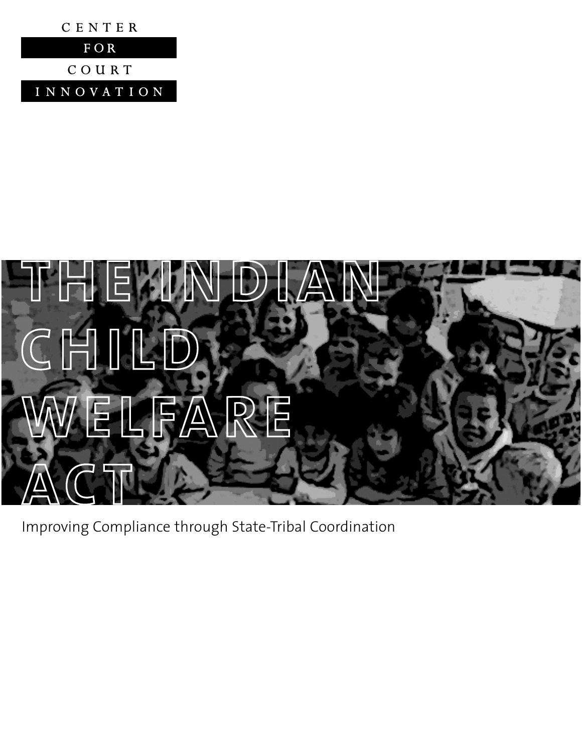CENTER FOR COURT INNOVATION

# THE INDIAN CHILD WELFARE ACT

Improving Compliance through State-Tribal Coordination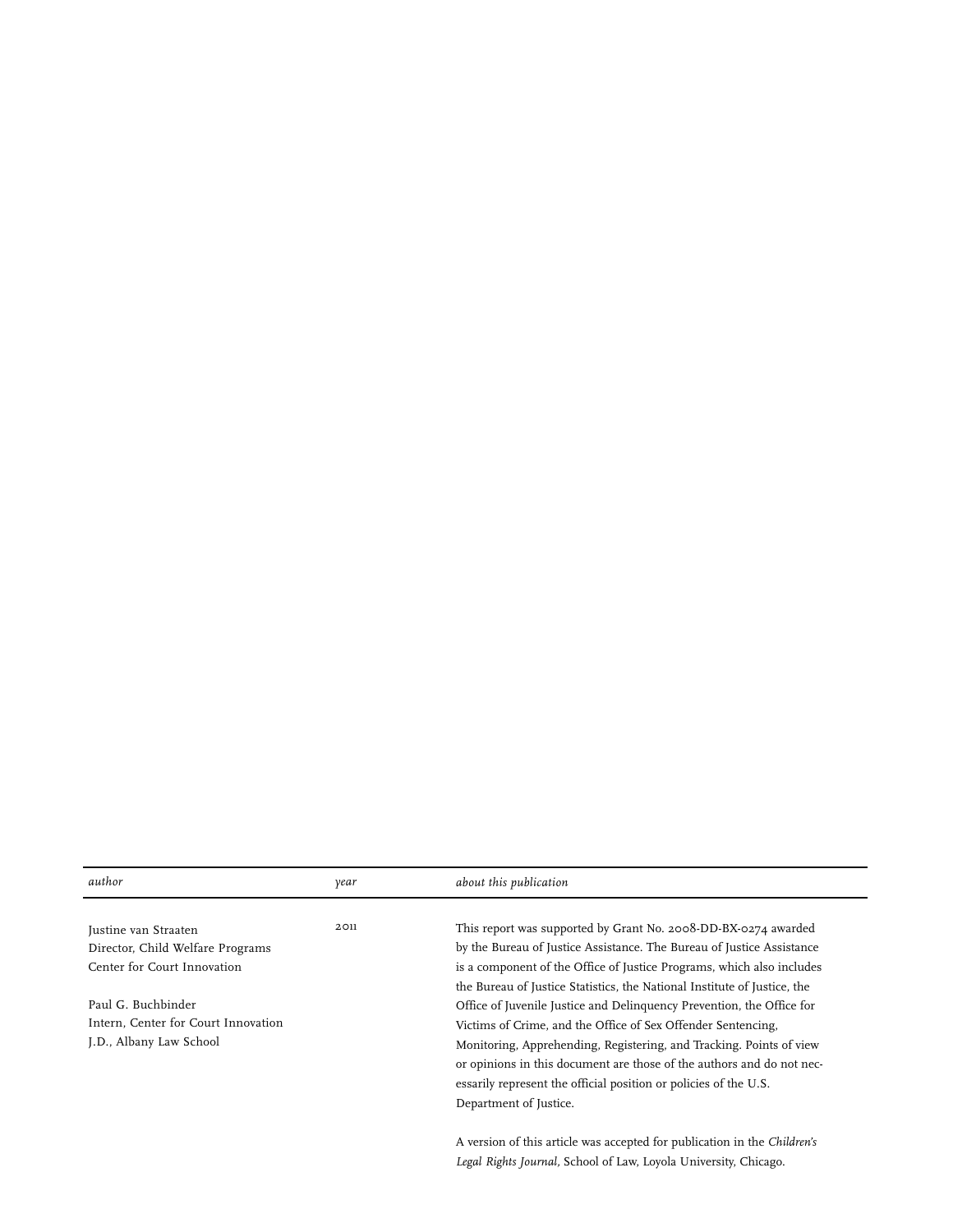| *author* | *year* | *about this publication* |
| --- | --- | --- |
| Justine van Straaten<br>Director, Child Welfare Programs<br>Center for Court Innovation<br><br>Paul G. Buchbinder<br>Intern, Center for Court Innovation<br>J.D., Albany Law School | 2011 | This report was supported by Grant No. 2008-DD-BX-0274 awarded by the Bureau of Justice Assistance. The Bureau of Justice Assistance is a component of the Office of Justice Programs, which also includes the Bureau of Justice Statistics, the National Institute of Justice, the Office of Juvenile Justice and Delinquency Prevention, the Office for Victims of Crime, and the Office of Sex Offender Sentencing, Monitoring, Apprehending, Registering, and Tracking. Points of view or opinions in this document are those of the authors and do not necessarily represent the official position or policies of the U.S. Department of Justice.<br><br>A version of this article was accepted for publication in the *Children's Legal Rights Journal*, School of Law, Loyola University, Chicago. |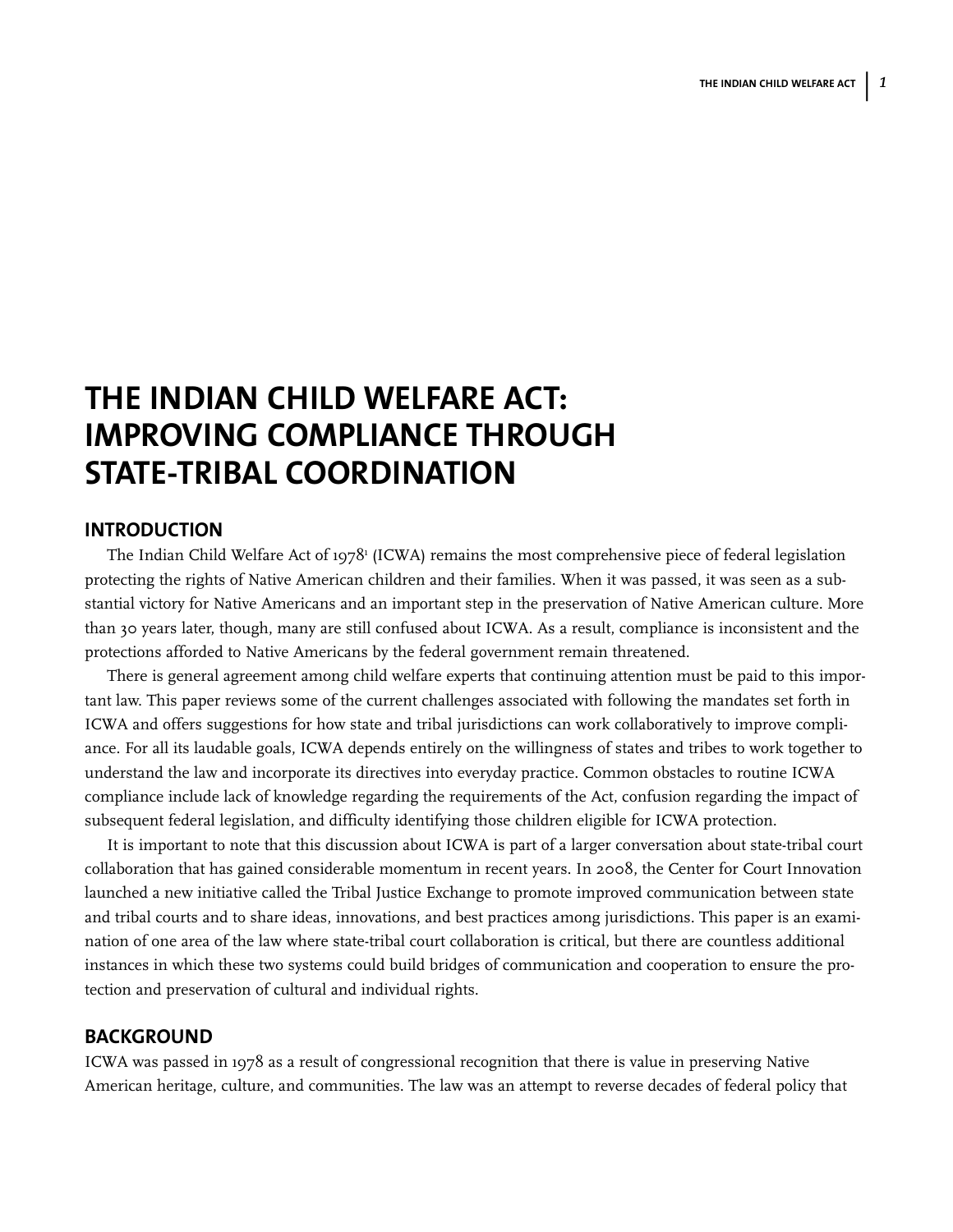# THE INDIAN CHILD WELFARE ACT: IMPROVING COMPLIANCE THROUGH STATE-TRIBAL COORDINATION

## INTRODUCTION

The Indian Child Welfare Act of 1978[1] (ICWA) remains the most comprehensive piece of federal legislation protecting the rights of Native American children and their families. When it was passed, it was seen as a substantial victory for Native Americans and an important step in the preservation of Native American culture. More than 30 years later, though, many are still confused about ICWA. As a result, compliance is inconsistent and the protections afforded to Native Americans by the federal government remain threatened.

There is general agreement among child welfare experts that continuing attention must be paid to this important law. This paper reviews some of the current challenges associated with following the mandates set forth in ICWA and offers suggestions for how state and tribal jurisdictions can work collaboratively to improve compliance. For all its laudable goals, ICWA depends entirely on the willingness of states and tribes to work together to understand the law and incorporate its directives into everyday practice. Common obstacles to routine ICWA compliance include lack of knowledge regarding the requirements of the Act, confusion regarding the impact of subsequent federal legislation, and difficulty identifying those children eligible for ICWA protection.

It is important to note that this discussion about ICWA is part of a larger conversation about state-tribal court collaboration that has gained considerable momentum in recent years. In 2008, the Center for Court Innovation launched a new initiative called the Tribal Justice Exchange to promote improved communication between state and tribal courts and to share ideas, innovations, and best practices among jurisdictions. This paper is an examination of one area of the law where state-tribal court collaboration is critical, but there are countless additional instances in which these two systems could build bridges of communication and cooperation to ensure the protection and preservation of cultural and individual rights.

## BACKGROUND

ICWA was passed in 1978 as a result of congressional recognition that there is value in preserving Native American heritage, culture, and communities. The law was an attempt to reverse decades of federal policy that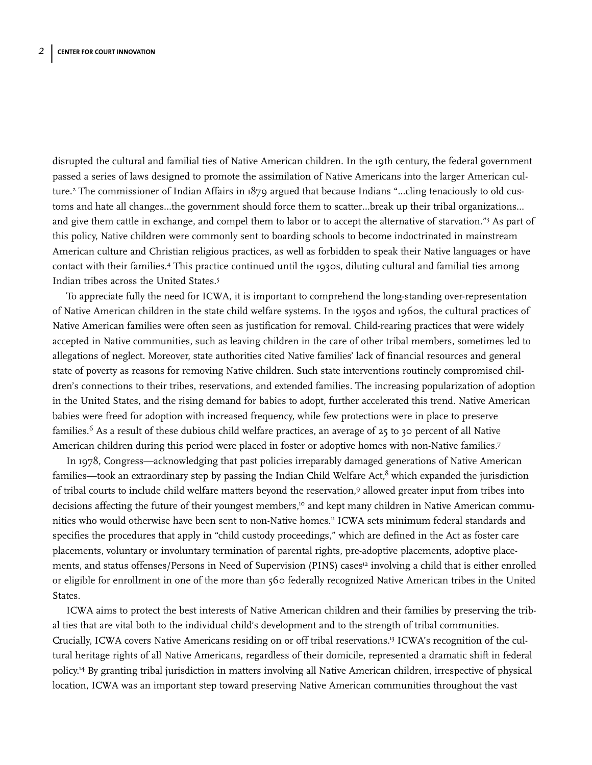disrupted the cultural and familial ties of Native American children. In the 19th century, the federal government passed a series of laws designed to promote the assimilation of Native Americans into the larger American culture.[2] The commissioner of Indian Affairs in 1879 argued that because Indians "...cling tenaciously to old customs and hate all changes...the government should force them to scatter...break up their tribal organizations... and give them cattle in exchange, and compel them to labor or to accept the alternative of starvation."[3] As part of this policy, Native children were commonly sent to boarding schools to become indoctrinated in mainstream American culture and Christian religious practices, as well as forbidden to speak their Native languages or have contact with their families.[4] This practice continued until the 1930s, diluting cultural and familial ties among Indian tribes across the United States.[5]

To appreciate fully the need for ICWA, it is important to comprehend the long-standing over-representation of Native American children in the state child welfare systems. In the 1950s and 1960s, the cultural practices of Native American families were often seen as justification for removal. Child-rearing practices that were widely accepted in Native communities, such as leaving children in the care of other tribal members, sometimes led to allegations of neglect. Moreover, state authorities cited Native families' lack of financial resources and general state of poverty as reasons for removing Native children. Such state interventions routinely compromised children's connections to their tribes, reservations, and extended families. The increasing popularization of adoption in the United States, and the rising demand for babies to adopt, further accelerated this trend. Native American babies were freed for adoption with increased frequency, while few protections were in place to preserve families.[6] As a result of these dubious child welfare practices, an average of 25 to 30 percent of all Native American children during this period were placed in foster or adoptive homes with non-Native families.[7]

In 1978, Congress—acknowledging that past policies irreparably damaged generations of Native American families—took an extraordinary step by passing the Indian Child Welfare Act,[8] which expanded the jurisdiction of tribal courts to include child welfare matters beyond the reservation,[9] allowed greater input from tribes into decisions affecting the future of their youngest members,[10] and kept many children in Native American communities who would otherwise have been sent to non-Native homes.[11] ICWA sets minimum federal standards and specifies the procedures that apply in "child custody proceedings," which are defined in the Act as foster care placements, voluntary or involuntary termination of parental rights, pre-adoptive placements, adoptive placements, and status offenses/Persons in Need of Supervision (PINS) cases[12] involving a child that is either enrolled or eligible for enrollment in one of the more than 560 federally recognized Native American tribes in the United States.

ICWA aims to protect the best interests of Native American children and their families by preserving the tribal ties that are vital both to the individual child's development and to the strength of tribal communities. Crucially, ICWA covers Native Americans residing on or off tribal reservations.[13] ICWA's recognition of the cultural heritage rights of all Native Americans, regardless of their domicile, represented a dramatic shift in federal policy.[14] By granting tribal jurisdiction in matters involving all Native American children, irrespective of physical location, ICWA was an important step toward preserving Native American communities throughout the vast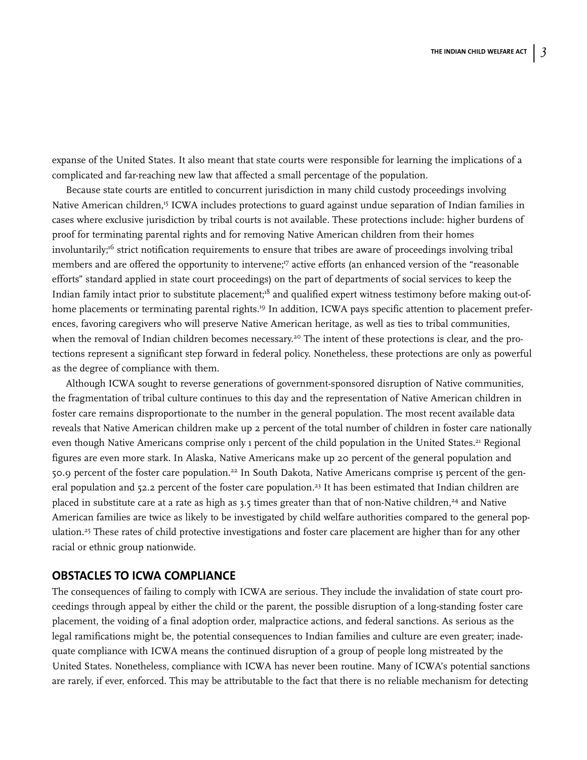expanse of the United States. It also meant that state courts were responsible for learning the implications of a complicated and far-reaching new law that affected a small percentage of the population.

Because state courts are entitled to concurrent jurisdiction in many child custody proceedings involving Native American children,[15] ICWA includes protections to guard against undue separation of Indian families in cases where exclusive jurisdiction by tribal courts is not available. These protections include: higher burdens of proof for terminating parental rights and for removing Native American children from their homes involuntarily;[16] strict notification requirements to ensure that tribes are aware of proceedings involving tribal members and are offered the opportunity to intervene;[17] active efforts (an enhanced version of the "reasonable efforts" standard applied in state court proceedings) on the part of departments of social services to keep the Indian family intact prior to substitute placement;[18] and qualified expert witness testimony before making out-of-home placements or terminating parental rights.[19] In addition, ICWA pays specific attention to placement preferences, favoring caregivers who will preserve Native American heritage, as well as ties to tribal communities, when the removal of Indian children becomes necessary.[20] The intent of these protections is clear, and the protections represent a significant step forward in federal policy. Nonetheless, these protections are only as powerful as the degree of compliance with them.

Although ICWA sought to reverse generations of government-sponsored disruption of Native communities, the fragmentation of tribal culture continues to this day and the representation of Native American children in foster care remains disproportionate to the number in the general population. The most recent available data reveals that Native American children make up 2 percent of the total number of children in foster care nationally even though Native Americans comprise only 1 percent of the child population in the United States.[21] Regional figures are even more stark. In Alaska, Native Americans make up 20 percent of the general population and 50.9 percent of the foster care population.[22] In South Dakota, Native Americans comprise 15 percent of the general population and 52.2 percent of the foster care population.[23] It has been estimated that Indian children are placed in substitute care at a rate as high as 3.5 times greater than that of non-Native children,[24] and Native American families are twice as likely to be investigated by child welfare authorities compared to the general population.[25] These rates of child protective investigations and foster care placement are higher than for any other racial or ethnic group nationwide.

## OBSTACLES TO ICWA COMPLIANCE

The consequences of failing to comply with ICWA are serious. They include the invalidation of state court proceedings through appeal by either the child or the parent, the possible disruption of a long-standing foster care placement, the voiding of a final adoption order, malpractice actions, and federal sanctions. As serious as the legal ramifications might be, the potential consequences to Indian families and culture are even greater; inadequate compliance with ICWA means the continued disruption of a group of people long mistreated by the United States. Nonetheless, compliance with ICWA has never been routine. Many of ICWA's potential sanctions are rarely, if ever, enforced. This may be attributable to the fact that there is no reliable mechanism for detecting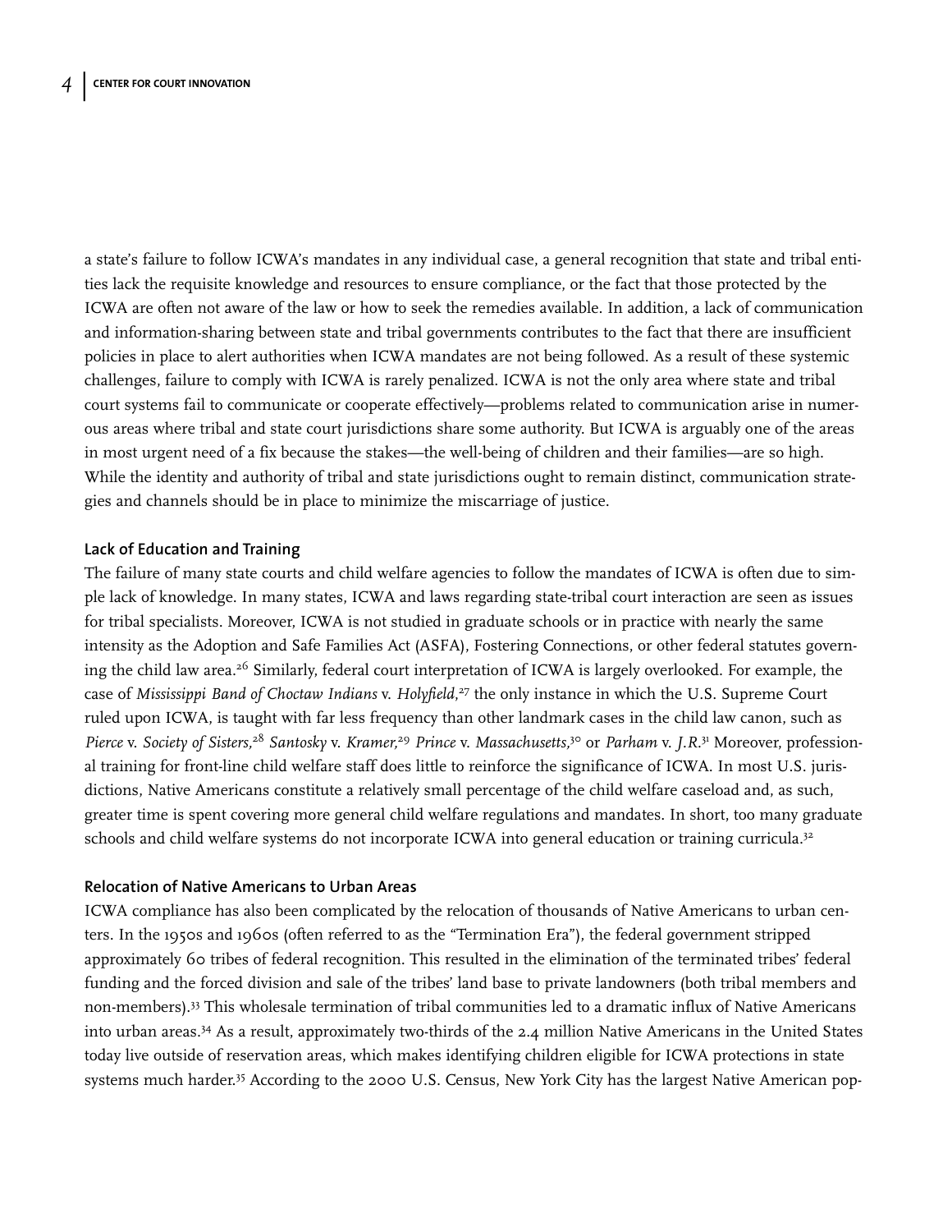a state's failure to follow ICWA's mandates in any individual case, a general recognition that state and tribal entities lack the requisite knowledge and resources to ensure compliance, or the fact that those protected by the ICWA are often not aware of the law or how to seek the remedies available. In addition, a lack of communication and information-sharing between state and tribal governments contributes to the fact that there are insufficient policies in place to alert authorities when ICWA mandates are not being followed. As a result of these systemic challenges, failure to comply with ICWA is rarely penalized. ICWA is not the only area where state and tribal court systems fail to communicate or cooperate effectively—problems related to communication arise in numerous areas where tribal and state court jurisdictions share some authority. But ICWA is arguably one of the areas in most urgent need of a fix because the stakes—the well-being of children and their families—are so high. While the identity and authority of tribal and state jurisdictions ought to remain distinct, communication strategies and channels should be in place to minimize the miscarriage of justice.

### Lack of Education and Training

The failure of many state courts and child welfare agencies to follow the mandates of ICWA is often due to simple lack of knowledge. In many states, ICWA and laws regarding state-tribal court interaction are seen as issues for tribal specialists. Moreover, ICWA is not studied in graduate schools or in practice with nearly the same intensity as the Adoption and Safe Families Act (ASFA), Fostering Connections, or other federal statutes governing the child law area.[26] Similarly, federal court interpretation of ICWA is largely overlooked. For example, the case of *Mississippi Band of Choctaw Indians* v. *Holyfield*,[27] the only instance in which the U.S. Supreme Court ruled upon ICWA, is taught with far less frequency than other landmark cases in the child law canon, such as *Pierce* v. *Society of Sisters*,[28] *Santosky* v. *Kramer*,[29] *Prince* v. *Massachusetts*,[30] or *Parham* v. *J.R.*[31] Moreover, professional training for front-line child welfare staff does little to reinforce the significance of ICWA. In most U.S. jurisdictions, Native Americans constitute a relatively small percentage of the child welfare caseload and, as such, greater time is spent covering more general child welfare regulations and mandates. In short, too many graduate schools and child welfare systems do not incorporate ICWA into general education or training curricula.[32]

### Relocation of Native Americans to Urban Areas

ICWA compliance has also been complicated by the relocation of thousands of Native Americans to urban centers. In the 1950s and 1960s (often referred to as the "Termination Era"), the federal government stripped approximately 60 tribes of federal recognition. This resulted in the elimination of the terminated tribes' federal funding and the forced division and sale of the tribes' land base to private landowners (both tribal members and non-members).[33] This wholesale termination of tribal communities led to a dramatic influx of Native Americans into urban areas.[34] As a result, approximately two-thirds of the 2.4 million Native Americans in the United States today live outside of reservation areas, which makes identifying children eligible for ICWA protections in state systems much harder.[35] According to the 2000 U.S. Census, New York City has the largest Native American pop-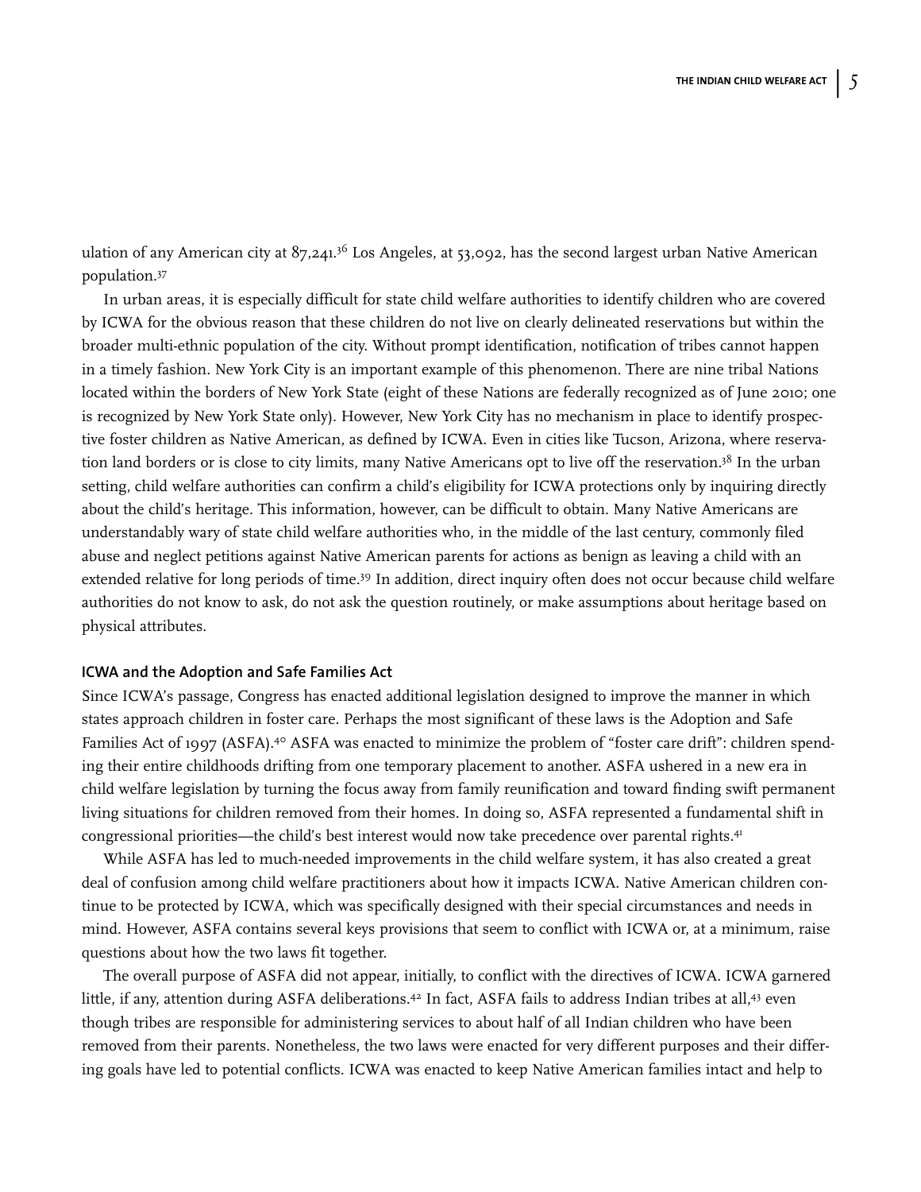ulation of any American city at 87,241.[36] Los Angeles, at 53,092, has the second largest urban Native American population.[37]

In urban areas, it is especially difficult for state child welfare authorities to identify children who are covered by ICWA for the obvious reason that these children do not live on clearly delineated reservations but within the broader multi-ethnic population of the city. Without prompt identification, notification of tribes cannot happen in a timely fashion. New York City is an important example of this phenomenon. There are nine tribal Nations located within the borders of New York State (eight of these Nations are federally recognized as of June 2010; one is recognized by New York State only). However, New York City has no mechanism in place to identify prospective foster children as Native American, as defined by ICWA. Even in cities like Tucson, Arizona, where reservation land borders or is close to city limits, many Native Americans opt to live off the reservation.[38] In the urban setting, child welfare authorities can confirm a child's eligibility for ICWA protections only by inquiring directly about the child's heritage. This information, however, can be difficult to obtain. Many Native Americans are understandably wary of state child welfare authorities who, in the middle of the last century, commonly filed abuse and neglect petitions against Native American parents for actions as benign as leaving a child with an extended relative for long periods of time.[39] In addition, direct inquiry often does not occur because child welfare authorities do not know to ask, do not ask the question routinely, or make assumptions about heritage based on physical attributes.

### ICWA and the Adoption and Safe Families Act

Since ICWA's passage, Congress has enacted additional legislation designed to improve the manner in which states approach children in foster care. Perhaps the most significant of these laws is the Adoption and Safe Families Act of 1997 (ASFA).[40] ASFA was enacted to minimize the problem of "foster care drift": children spending their entire childhoods drifting from one temporary placement to another. ASFA ushered in a new era in child welfare legislation by turning the focus away from family reunification and toward finding swift permanent living situations for children removed from their homes. In doing so, ASFA represented a fundamental shift in congressional priorities—the child's best interest would now take precedence over parental rights.[41]

While ASFA has led to much-needed improvements in the child welfare system, it has also created a great deal of confusion among child welfare practitioners about how it impacts ICWA. Native American children continue to be protected by ICWA, which was specifically designed with their special circumstances and needs in mind. However, ASFA contains several keys provisions that seem to conflict with ICWA or, at a minimum, raise questions about how the two laws fit together.

The overall purpose of ASFA did not appear, initially, to conflict with the directives of ICWA. ICWA garnered little, if any, attention during ASFA deliberations.[42] In fact, ASFA fails to address Indian tribes at all,[43] even though tribes are responsible for administering services to about half of all Indian children who have been removed from their parents. Nonetheless, the two laws were enacted for very different purposes and their differing goals have led to potential conflicts. ICWA was enacted to keep Native American families intact and help to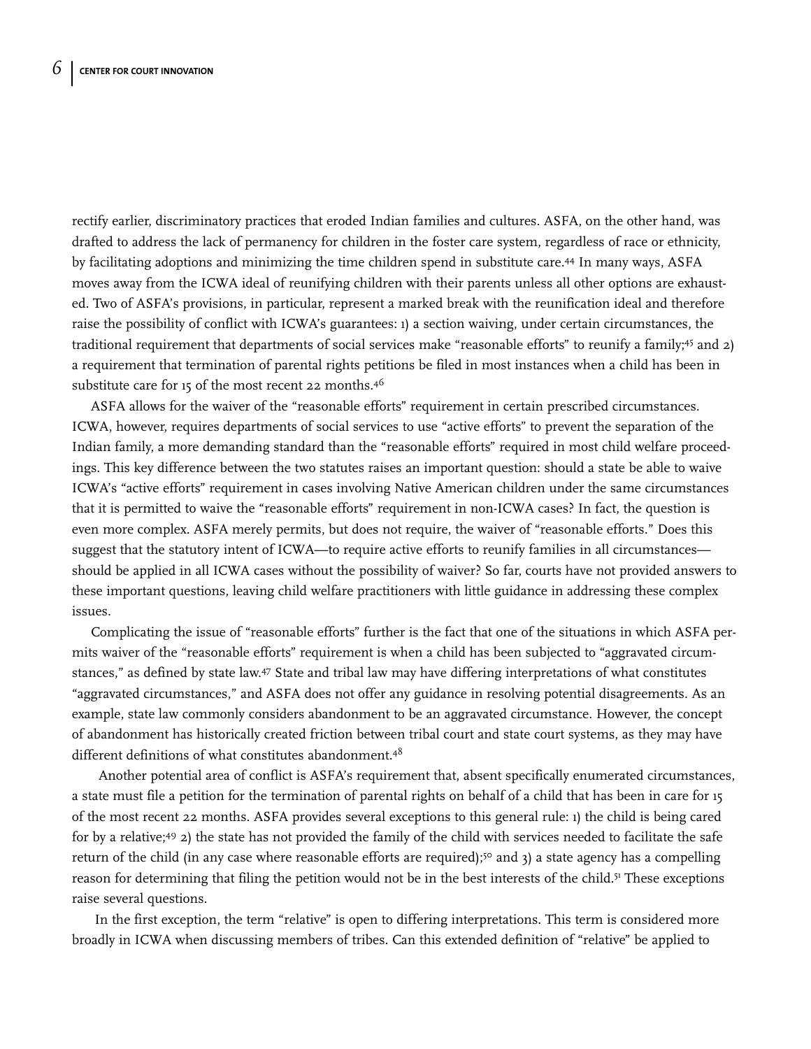rectify earlier, discriminatory practices that eroded Indian families and cultures. ASFA, on the other hand, was drafted to address the lack of permanency for children in the foster care system, regardless of race or ethnicity, by facilitating adoptions and minimizing the time children spend in substitute care.[44] In many ways, ASFA moves away from the ICWA ideal of reunifying children with their parents unless all other options are exhausted. Two of ASFA's provisions, in particular, represent a marked break with the reunification ideal and therefore raise the possibility of conflict with ICWA's guarantees: 1) a section waiving, under certain circumstances, the traditional requirement that departments of social services make "reasonable efforts" to reunify a family;[45] and 2) a requirement that termination of parental rights petitions be filed in most instances when a child has been in substitute care for 15 of the most recent 22 months.[46]

ASFA allows for the waiver of the "reasonable efforts" requirement in certain prescribed circumstances. ICWA, however, requires departments of social services to use "active efforts" to prevent the separation of the Indian family, a more demanding standard than the "reasonable efforts" required in most child welfare proceedings. This key difference between the two statutes raises an important question: should a state be able to waive ICWA's "active efforts" requirement in cases involving Native American children under the same circumstances that it is permitted to waive the "reasonable efforts" requirement in non-ICWA cases? In fact, the question is even more complex. ASFA merely permits, but does not require, the waiver of "reasonable efforts." Does this suggest that the statutory intent of ICWA—to require active efforts to reunify families in all circumstances—should be applied in all ICWA cases without the possibility of waiver? So far, courts have not provided answers to these important questions, leaving child welfare practitioners with little guidance in addressing these complex issues.

Complicating the issue of "reasonable efforts" further is the fact that one of the situations in which ASFA permits waiver of the "reasonable efforts" requirement is when a child has been subjected to "aggravated circumstances," as defined by state law.[47] State and tribal law may have differing interpretations of what constitutes "aggravated circumstances," and ASFA does not offer any guidance in resolving potential disagreements. As an example, state law commonly considers abandonment to be an aggravated circumstance. However, the concept of abandonment has historically created friction between tribal court and state court systems, as they may have different definitions of what constitutes abandonment.[48]

Another potential area of conflict is ASFA's requirement that, absent specifically enumerated circumstances, a state must file a petition for the termination of parental rights on behalf of a child that has been in care for 15 of the most recent 22 months. ASFA provides several exceptions to this general rule: 1) the child is being cared for by a relative;[49] 2) the state has not provided the family of the child with services needed to facilitate the safe return of the child (in any case where reasonable efforts are required);[50] and 3) a state agency has a compelling reason for determining that filing the petition would not be in the best interests of the child.[51] These exceptions raise several questions.

In the first exception, the term "relative" is open to differing interpretations. This term is considered more broadly in ICWA when discussing members of tribes. Can this extended definition of "relative" be applied to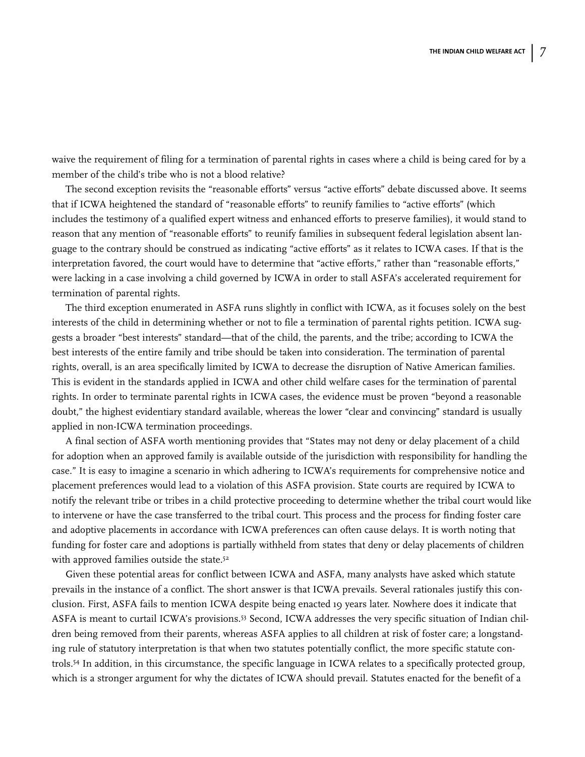waive the requirement of filing for a termination of parental rights in cases where a child is being cared for by a member of the child's tribe who is not a blood relative?

The second exception revisits the "reasonable efforts" versus "active efforts" debate discussed above. It seems that if ICWA heightened the standard of "reasonable efforts" to reunify families to "active efforts" (which includes the testimony of a qualified expert witness and enhanced efforts to preserve families), it would stand to reason that any mention of "reasonable efforts" to reunify families in subsequent federal legislation absent language to the contrary should be construed as indicating "active efforts" as it relates to ICWA cases. If that is the interpretation favored, the court would have to determine that "active efforts," rather than "reasonable efforts," were lacking in a case involving a child governed by ICWA in order to stall ASFA's accelerated requirement for termination of parental rights.

The third exception enumerated in ASFA runs slightly in conflict with ICWA, as it focuses solely on the best interests of the child in determining whether or not to file a termination of parental rights petition. ICWA suggests a broader "best interests" standard—that of the child, the parents, and the tribe; according to ICWA the best interests of the entire family and tribe should be taken into consideration. The termination of parental rights, overall, is an area specifically limited by ICWA to decrease the disruption of Native American families. This is evident in the standards applied in ICWA and other child welfare cases for the termination of parental rights. In order to terminate parental rights in ICWA cases, the evidence must be proven "beyond a reasonable doubt," the highest evidentiary standard available, whereas the lower "clear and convincing" standard is usually applied in non-ICWA termination proceedings.

A final section of ASFA worth mentioning provides that "States may not deny or delay placement of a child for adoption when an approved family is available outside of the jurisdiction with responsibility for handling the case." It is easy to imagine a scenario in which adhering to ICWA's requirements for comprehensive notice and placement preferences would lead to a violation of this ASFA provision. State courts are required by ICWA to notify the relevant tribe or tribes in a child protective proceeding to determine whether the tribal court would like to intervene or have the case transferred to the tribal court. This process and the process for finding foster care and adoptive placements in accordance with ICWA preferences can often cause delays. It is worth noting that funding for foster care and adoptions is partially withheld from states that deny or delay placements of children with approved families outside the state.[52]

Given these potential areas for conflict between ICWA and ASFA, many analysts have asked which statute prevails in the instance of a conflict. The short answer is that ICWA prevails. Several rationales justify this conclusion. First, ASFA fails to mention ICWA despite being enacted 19 years later. Nowhere does it indicate that ASFA is meant to curtail ICWA's provisions.[53] Second, ICWA addresses the very specific situation of Indian children being removed from their parents, whereas ASFA applies to all children at risk of foster care; a longstanding rule of statutory interpretation is that when two statutes potentially conflict, the more specific statute controls.[54] In addition, in this circumstance, the specific language in ICWA relates to a specifically protected group, which is a stronger argument for why the dictates of ICWA should prevail. Statutes enacted for the benefit of a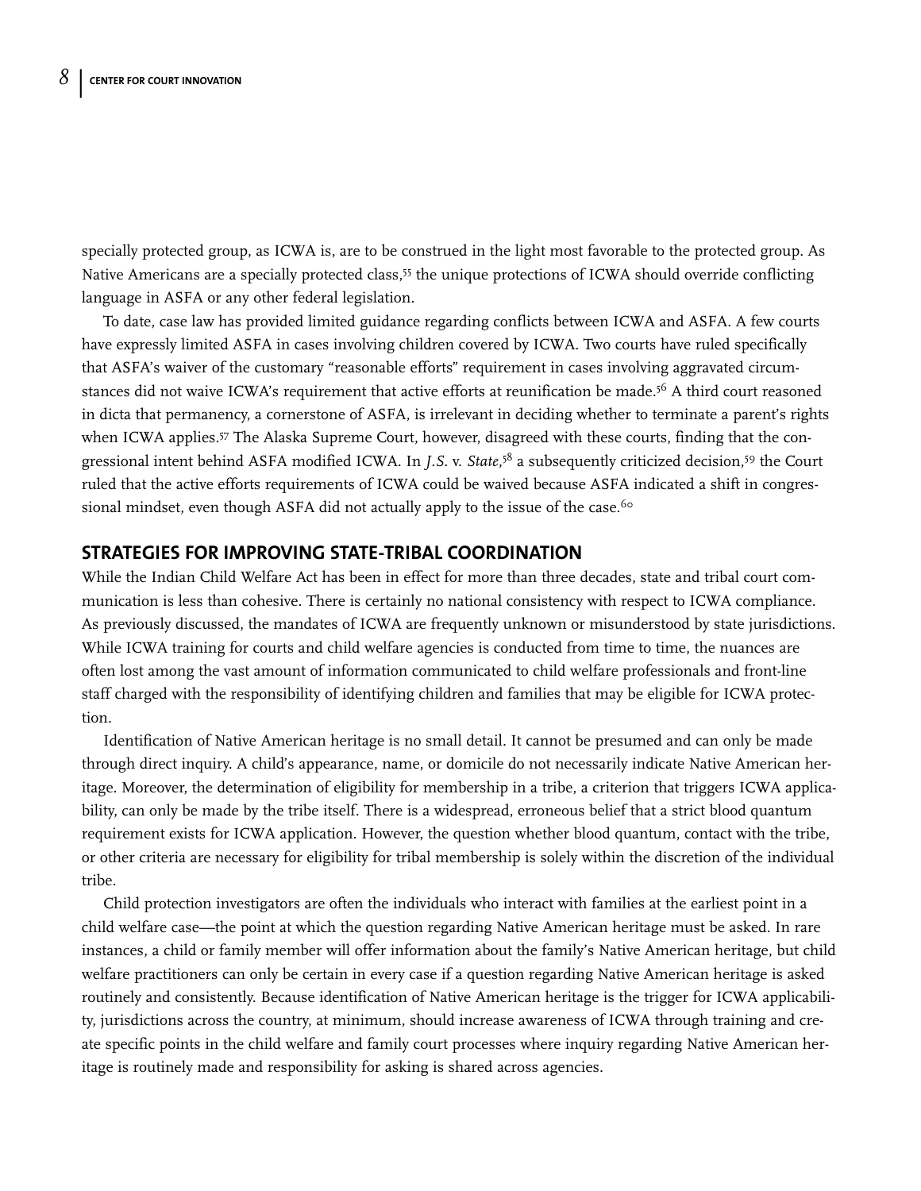specially protected group, as ICWA is, are to be construed in the light most favorable to the protected group. As Native Americans are a specially protected class,[55] the unique protections of ICWA should override conflicting language in ASFA or any other federal legislation.

To date, case law has provided limited guidance regarding conflicts between ICWA and ASFA. A few courts have expressly limited ASFA in cases involving children covered by ICWA. Two courts have ruled specifically that ASFA's waiver of the customary "reasonable efforts" requirement in cases involving aggravated circumstances did not waive ICWA's requirement that active efforts at reunification be made.[56] A third court reasoned in dicta that permanency, a cornerstone of ASFA, is irrelevant in deciding whether to terminate a parent's rights when ICWA applies.[57] The Alaska Supreme Court, however, disagreed with these courts, finding that the congressional intent behind ASFA modified ICWA. In *J.S.* v. *State*,[58] a subsequently criticized decision,[59] the Court ruled that the active efforts requirements of ICWA could be waived because ASFA indicated a shift in congressional mindset, even though ASFA did not actually apply to the issue of the case.[60]

## STRATEGIES FOR IMPROVING STATE-TRIBAL COORDINATION

While the Indian Child Welfare Act has been in effect for more than three decades, state and tribal court communication is less than cohesive. There is certainly no national consistency with respect to ICWA compliance. As previously discussed, the mandates of ICWA are frequently unknown or misunderstood by state jurisdictions. While ICWA training for courts and child welfare agencies is conducted from time to time, the nuances are often lost among the vast amount of information communicated to child welfare professionals and front-line staff charged with the responsibility of identifying children and families that may be eligible for ICWA protection.

Identification of Native American heritage is no small detail. It cannot be presumed and can only be made through direct inquiry. A child's appearance, name, or domicile do not necessarily indicate Native American heritage. Moreover, the determination of eligibility for membership in a tribe, a criterion that triggers ICWA applicability, can only be made by the tribe itself. There is a widespread, erroneous belief that a strict blood quantum requirement exists for ICWA application. However, the question whether blood quantum, contact with the tribe, or other criteria are necessary for eligibility for tribal membership is solely within the discretion of the individual tribe.

Child protection investigators are often the individuals who interact with families at the earliest point in a child welfare case—the point at which the question regarding Native American heritage must be asked. In rare instances, a child or family member will offer information about the family's Native American heritage, but child welfare practitioners can only be certain in every case if a question regarding Native American heritage is asked routinely and consistently. Because identification of Native American heritage is the trigger for ICWA applicability, jurisdictions across the country, at minimum, should increase awareness of ICWA through training and create specific points in the child welfare and family court processes where inquiry regarding Native American heritage is routinely made and responsibility for asking is shared across agencies.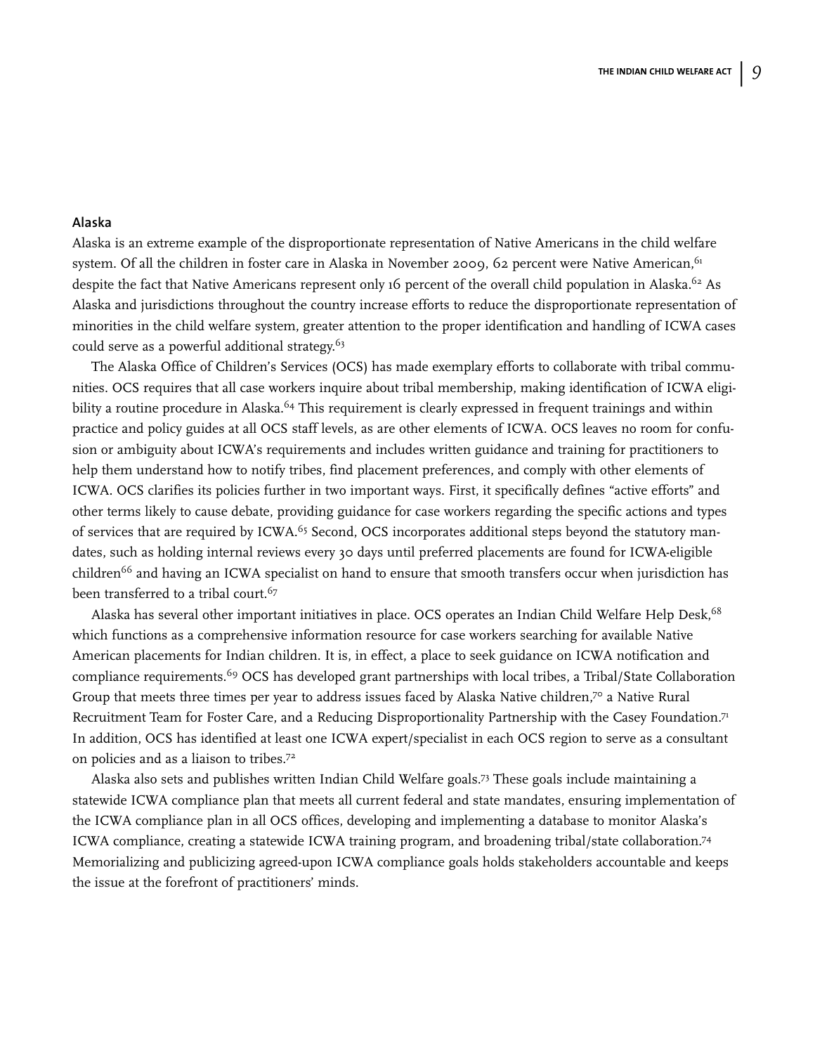## Alaska

Alaska is an extreme example of the disproportionate representation of Native Americans in the child welfare system. Of all the children in foster care in Alaska in November 2009, 62 percent were Native American,[61] despite the fact that Native Americans represent only 16 percent of the overall child population in Alaska.[62] As Alaska and jurisdictions throughout the country increase efforts to reduce the disproportionate representation of minorities in the child welfare system, greater attention to the proper identification and handling of ICWA cases could serve as a powerful additional strategy.[63]

The Alaska Office of Children's Services (OCS) has made exemplary efforts to collaborate with tribal communities. OCS requires that all case workers inquire about tribal membership, making identification of ICWA eligibility a routine procedure in Alaska.[64] This requirement is clearly expressed in frequent trainings and within practice and policy guides at all OCS staff levels, as are other elements of ICWA. OCS leaves no room for confusion or ambiguity about ICWA's requirements and includes written guidance and training for practitioners to help them understand how to notify tribes, find placement preferences, and comply with other elements of ICWA. OCS clarifies its policies further in two important ways. First, it specifically defines "active efforts" and other terms likely to cause debate, providing guidance for case workers regarding the specific actions and types of services that are required by ICWA.[65] Second, OCS incorporates additional steps beyond the statutory mandates, such as holding internal reviews every 30 days until preferred placements are found for ICWA-eligible children[66] and having an ICWA specialist on hand to ensure that smooth transfers occur when jurisdiction has been transferred to a tribal court.[67]

Alaska has several other important initiatives in place. OCS operates an Indian Child Welfare Help Desk,[68] which functions as a comprehensive information resource for case workers searching for available Native American placements for Indian children. It is, in effect, a place to seek guidance on ICWA notification and compliance requirements.[69] OCS has developed grant partnerships with local tribes, a Tribal/State Collaboration Group that meets three times per year to address issues faced by Alaska Native children,[70] a Native Rural Recruitment Team for Foster Care, and a Reducing Disproportionality Partnership with the Casey Foundation.[71] In addition, OCS has identified at least one ICWA expert/specialist in each OCS region to serve as a consultant on policies and as a liaison to tribes.[72]

Alaska also sets and publishes written Indian Child Welfare goals.[73] These goals include maintaining a statewide ICWA compliance plan that meets all current federal and state mandates, ensuring implementation of the ICWA compliance plan in all OCS offices, developing and implementing a database to monitor Alaska's ICWA compliance, creating a statewide ICWA training program, and broadening tribal/state collaboration.[74] Memorializing and publicizing agreed-upon ICWA compliance goals holds stakeholders accountable and keeps the issue at the forefront of practitioners' minds.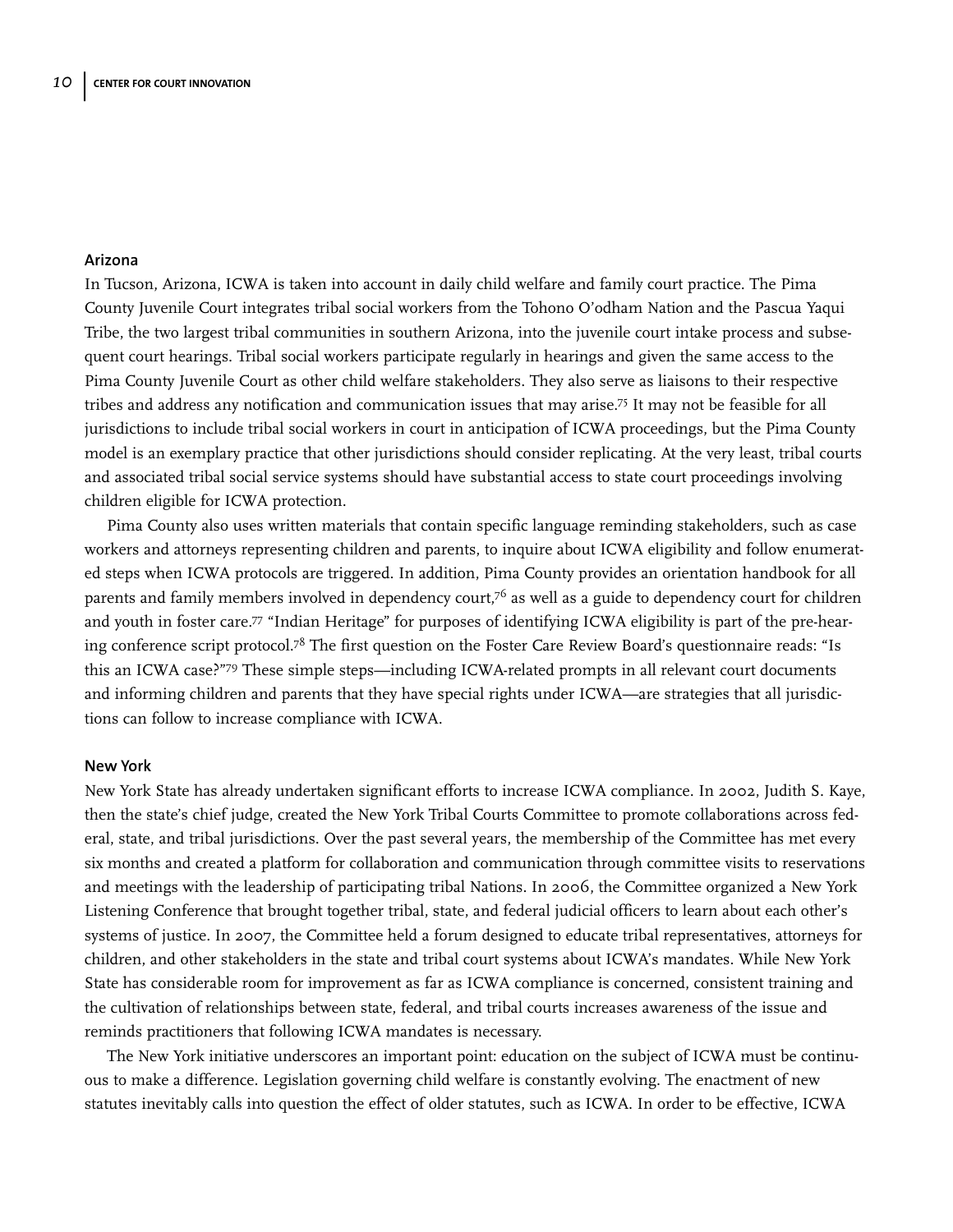### Arizona

In Tucson, Arizona, ICWA is taken into account in daily child welfare and family court practice. The Pima County Juvenile Court integrates tribal social workers from the Tohono O'odham Nation and the Pascua Yaqui Tribe, the two largest tribal communities in southern Arizona, into the juvenile court intake process and subsequent court hearings. Tribal social workers participate regularly in hearings and given the same access to the Pima County Juvenile Court as other child welfare stakeholders. They also serve as liaisons to their respective tribes and address any notification and communication issues that may arise.[75] It may not be feasible for all jurisdictions to include tribal social workers in court in anticipation of ICWA proceedings, but the Pima County model is an exemplary practice that other jurisdictions should consider replicating. At the very least, tribal courts and associated tribal social service systems should have substantial access to state court proceedings involving children eligible for ICWA protection.

Pima County also uses written materials that contain specific language reminding stakeholders, such as case workers and attorneys representing children and parents, to inquire about ICWA eligibility and follow enumerated steps when ICWA protocols are triggered. In addition, Pima County provides an orientation handbook for all parents and family members involved in dependency court,[76] as well as a guide to dependency court for children and youth in foster care.[77] "Indian Heritage" for purposes of identifying ICWA eligibility is part of the pre-hearing conference script protocol.[78] The first question on the Foster Care Review Board's questionnaire reads: "Is this an ICWA case?"[79] These simple steps—including ICWA-related prompts in all relevant court documents and informing children and parents that they have special rights under ICWA—are strategies that all jurisdictions can follow to increase compliance with ICWA.

### New York

New York State has already undertaken significant efforts to increase ICWA compliance. In 2002, Judith S. Kaye, then the state's chief judge, created the New York Tribal Courts Committee to promote collaborations across federal, state, and tribal jurisdictions. Over the past several years, the membership of the Committee has met every six months and created a platform for collaboration and communication through committee visits to reservations and meetings with the leadership of participating tribal Nations. In 2006, the Committee organized a New York Listening Conference that brought together tribal, state, and federal judicial officers to learn about each other's systems of justice. In 2007, the Committee held a forum designed to educate tribal representatives, attorneys for children, and other stakeholders in the state and tribal court systems about ICWA's mandates. While New York State has considerable room for improvement as far as ICWA compliance is concerned, consistent training and the cultivation of relationships between state, federal, and tribal courts increases awareness of the issue and reminds practitioners that following ICWA mandates is necessary.

The New York initiative underscores an important point: education on the subject of ICWA must be continuous to make a difference. Legislation governing child welfare is constantly evolving. The enactment of new statutes inevitably calls into question the effect of older statutes, such as ICWA. In order to be effective, ICWA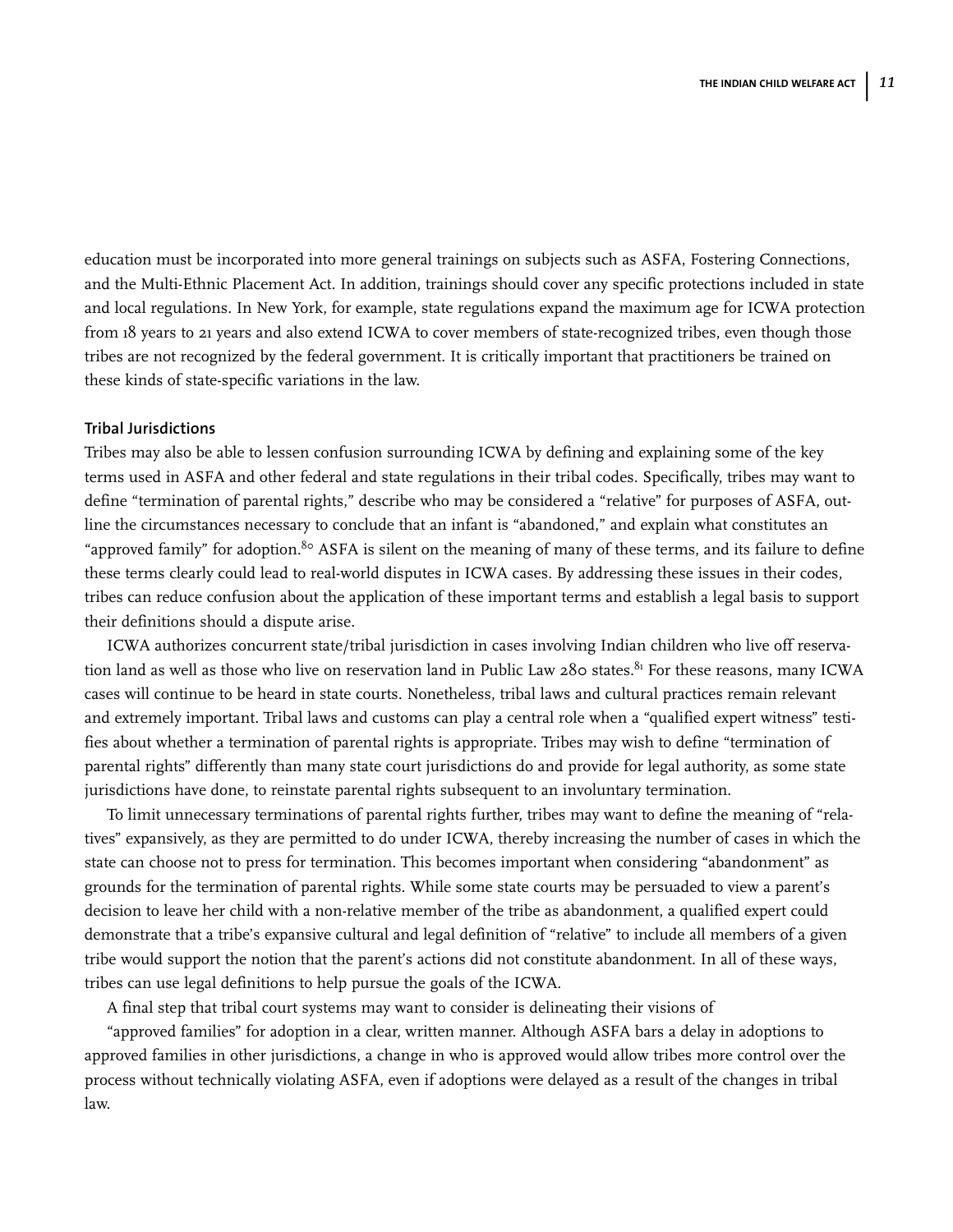education must be incorporated into more general trainings on subjects such as ASFA, Fostering Connections, and the Multi-Ethnic Placement Act. In addition, trainings should cover any specific protections included in state and local regulations. In New York, for example, state regulations expand the maximum age for ICWA protection from 18 years to 21 years and also extend ICWA to cover members of state-recognized tribes, even though those tribes are not recognized by the federal government. It is critically important that practitioners be trained on these kinds of state-specific variations in the law.

### Tribal Jurisdictions

Tribes may also be able to lessen confusion surrounding ICWA by defining and explaining some of the key terms used in ASFA and other federal and state regulations in their tribal codes. Specifically, tribes may want to define "termination of parental rights," describe who may be considered a "relative" for purposes of ASFA, outline the circumstances necessary to conclude that an infant is "abandoned," and explain what constitutes an "approved family" for adoption.[80] ASFA is silent on the meaning of many of these terms, and its failure to define these terms clearly could lead to real-world disputes in ICWA cases. By addressing these issues in their codes, tribes can reduce confusion about the application of these important terms and establish a legal basis to support their definitions should a dispute arise.

ICWA authorizes concurrent state/tribal jurisdiction in cases involving Indian children who live off reservation land as well as those who live on reservation land in Public Law 280 states.[81] For these reasons, many ICWA cases will continue to be heard in state courts. Nonetheless, tribal laws and cultural practices remain relevant and extremely important. Tribal laws and customs can play a central role when a "qualified expert witness" testifies about whether a termination of parental rights is appropriate. Tribes may wish to define "termination of parental rights" differently than many state court jurisdictions do and provide for legal authority, as some state jurisdictions have done, to reinstate parental rights subsequent to an involuntary termination.

To limit unnecessary terminations of parental rights further, tribes may want to define the meaning of "relatives" expansively, as they are permitted to do under ICWA, thereby increasing the number of cases in which the state can choose not to press for termination. This becomes important when considering "abandonment" as grounds for the termination of parental rights. While some state courts may be persuaded to view a parent's decision to leave her child with a non-relative member of the tribe as abandonment, a qualified expert could demonstrate that a tribe's expansive cultural and legal definition of "relative" to include all members of a given tribe would support the notion that the parent's actions did not constitute abandonment. In all of these ways, tribes can use legal definitions to help pursue the goals of the ICWA.

A final step that tribal court systems may want to consider is delineating their visions of "approved families" for adoption in a clear, written manner. Although ASFA bars a delay in adoptions to approved families in other jurisdictions, a change in who is approved would allow tribes more control over the process without technically violating ASFA, even if adoptions were delayed as a result of the changes in tribal law.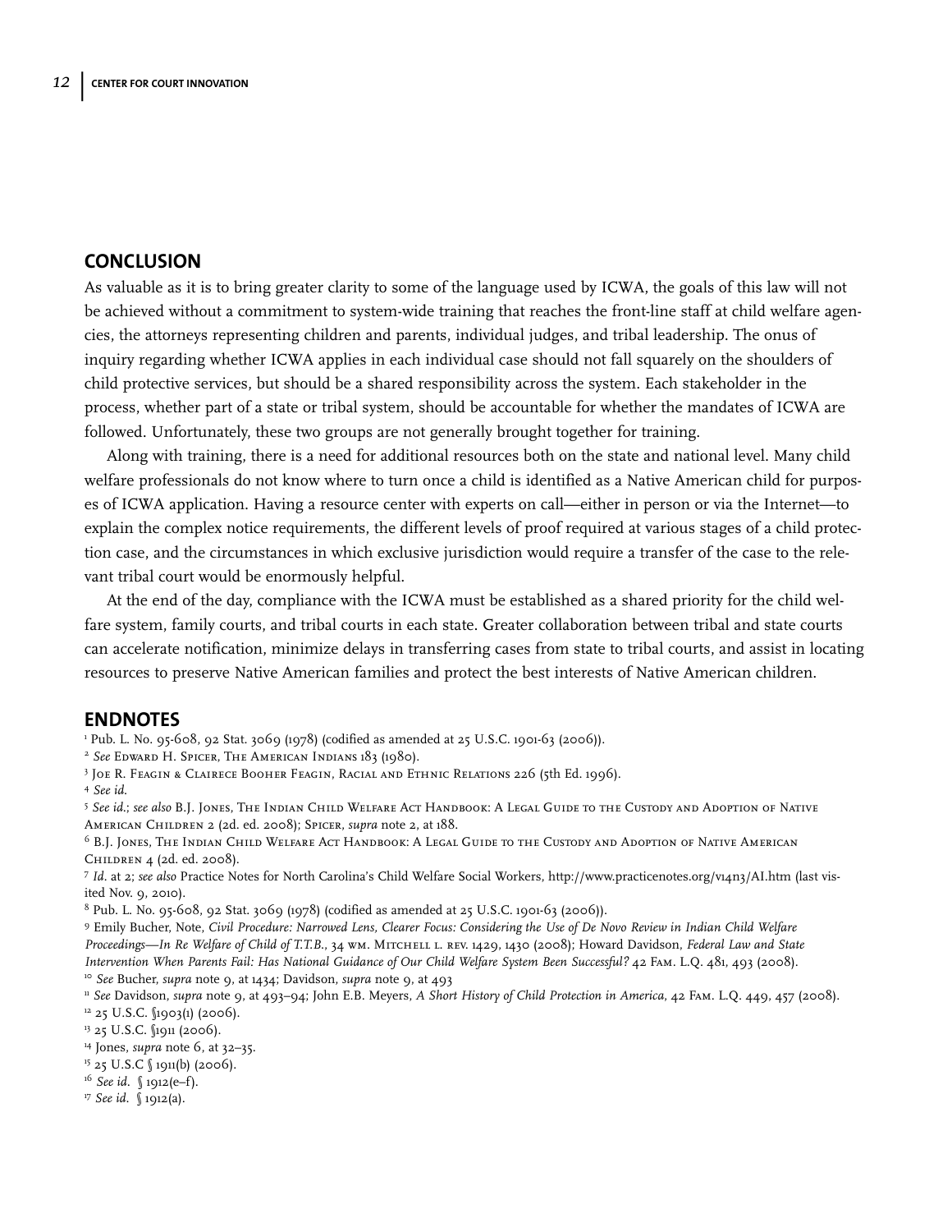## CONCLUSION

As valuable as it is to bring greater clarity to some of the language used by ICWA, the goals of this law will not be achieved without a commitment to system-wide training that reaches the front-line staff at child welfare agencies, the attorneys representing children and parents, individual judges, and tribal leadership. The onus of inquiry regarding whether ICWA applies in each individual case should not fall squarely on the shoulders of child protective services, but should be a shared responsibility across the system. Each stakeholder in the process, whether part of a state or tribal system, should be accountable for whether the mandates of ICWA are followed. Unfortunately, these two groups are not generally brought together for training.

Along with training, there is a need for additional resources both on the state and national level. Many child welfare professionals do not know where to turn once a child is identified as a Native American child for purposes of ICWA application. Having a resource center with experts on call—either in person or via the Internet—to explain the complex notice requirements, the different levels of proof required at various stages of a child protection case, and the circumstances in which exclusive jurisdiction would require a transfer of the case to the relevant tribal court would be enormously helpful.

At the end of the day, compliance with the ICWA must be established as a shared priority for the child welfare system, family courts, and tribal courts in each state. Greater collaboration between tribal and state courts can accelerate notification, minimize delays in transferring cases from state to tribal courts, and assist in locating resources to preserve Native American families and protect the best interests of Native American children.

## ENDNOTES

[1] Pub. L. No. 95-608, 92 Stat. 3069 (1978) (codified as amended at 25 U.S.C. 1901-63 (2006)).

[2] *See* Edward H. Spicer, The American Indians 183 (1980).

[3] Joe R. Feagin & Clairece Booher Feagin, Racial and Ethnic Relations 226 (5th Ed. 1996).

[4] *See id.*

[5] *See id.*; *see also* B.J. Jones, The Indian Child Welfare Act Handbook: A Legal Guide to the Custody and Adoption of Native American Children 2 (2d. ed. 2008); Spicer, *supra* note 2, at 188.

[6] B.J. Jones, The Indian Child Welfare Act Handbook: A Legal Guide to the Custody and Adoption of Native American Children 4 (2d. ed. 2008).

[7] *Id*. at 2; *see also* Practice Notes for North Carolina's Child Welfare Social Workers, http://www.practicenotes.org/v14n3/AI.htm (last visited Nov. 9, 2010).

[8] Pub. L. No. 95-608, 92 Stat. 3069 (1978) (codified as amended at 25 U.S.C. 1901-63 (2006)).

[9] Emily Bucher, Note, *Civil Procedure: Narrowed Lens, Clearer Focus: Considering the Use of De Novo Review in Indian Child Welfare Proceedings—In Re Welfare of Child of T.T.B.*, 34 Wm. Mitchell L. Rev. 1429, 1430 (2008); Howard Davidson, *Federal Law and State Intervention When Parents Fail: Has National Guidance of Our Child Welfare System Been Successful?* 42 Fam. L.Q. 481, 493 (2008).

[10] *See* Bucher, *supra* note 9, at 1434; Davidson, *supra* note 9, at 493

[11] *See* Davidson, *supra* note 9, at 493–94; John E.B. Meyers, *A Short History of Child Protection in America*, 42 Fam. L.Q. 449, 457 (2008).

[12] 25 U.S.C. §1903(1) (2006).

[13] 25 U.S.C. §1911 (2006).

[14] Jones, *supra* note 6, at 32–35.

[15] 25 U.S.C § 1911(b) (2006).

[16] *See id.* § 1912(e–f).

[17] *See id.* § 1912(a).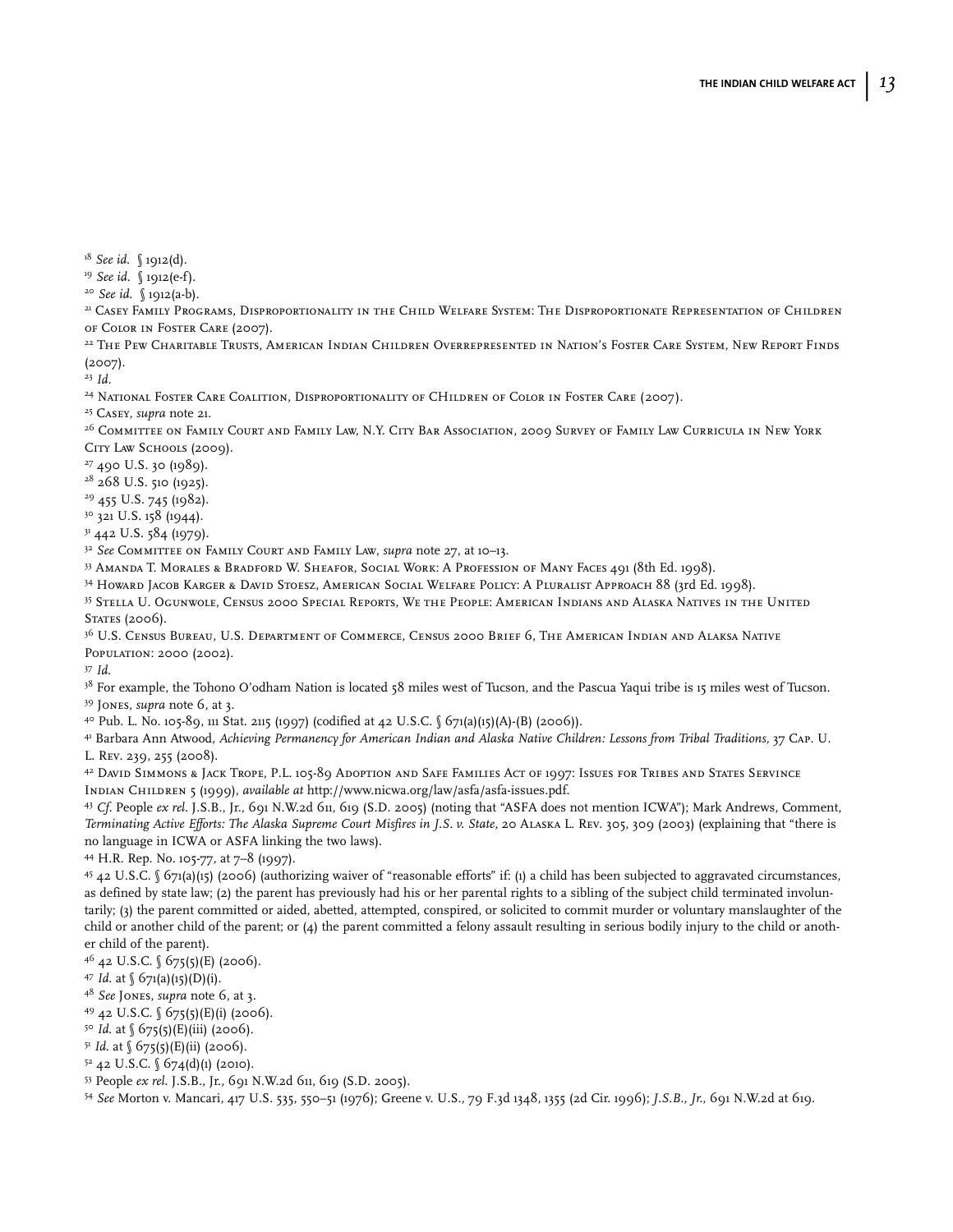[18] *See id.* § 1912(d).

[19] *See id.* § 1912(e-f).

[20] *See id.* § 1912(a-b).

[21] Casey Family Programs, Disproportionality in the Child Welfare System: The Disproportionate Representation of Children of Color in Foster Care (2007).

[22] The Pew Charitable Trusts, American Indian Children Overrepresented in Nation's Foster Care System, New Report Finds (2007).

[23] *Id.*

[24] National Foster Care Coalition, Disproportionality of CHildren of Color in Foster Care (2007).

[25] Casey, *supra* note 21.

[26] Committee on Family Court and Family Law, N.Y. City Bar Association, 2009 Survey of Family Law Curricula in New York City Law Schools (2009).

[27] 490 U.S. 30 (1989).

[28] 268 U.S. 510 (1925).

[29] 455 U.S. 745 (1982).

[30] 321 U.S. 158 (1944).

[31] 442 U.S. 584 (1979).

[32] *See* Committee on Family Court and Family Law, *supra* note 27, at 10–13.

[33] Amanda T. Morales & Bradford W. Sheafor, Social Work: A Profession of Many Faces 491 (8th Ed. 1998).

[34] Howard Jacob Karger & David Stoesz, American Social Welfare Policy: A Pluralist Approach 88 (3rd Ed. 1998).

[35] Stella U. Ogunwole, Census 2000 Special Reports, We the People: American Indians and Alaska Natives in the United States (2006).

[36] U.S. Census Bureau, U.S. Department of Commerce, Census 2000 Brief 6, The American Indian and Alaksa Native Population: 2000 (2002).

[37] *Id.*

[38] For example, the Tohono O'odham Nation is located 58 miles west of Tucson, and the Pascua Yaqui tribe is 15 miles west of Tucson.

[39] Jones, *supra* note 6, at 3.

[40] Pub. L. No. 105-89, 111 Stat. 2115 (1997) (codified at 42 U.S.C. § 671(a)(15)(A)-(B) (2006)).

[41] Barbara Ann Atwood, *Achieving Permanency for American Indian and Alaska Native Children: Lessons from Tribal Traditions,* 37 Cap. U. L. Rev. 239, 255 (2008).

[42] David Simmons & Jack Trope, P.L. 105-89 Adoption and Safe Families Act of 1997: Issues for Tribes and States Servince Indian Children 5 (1999), *available at* http://www.nicwa.org/law/asfa/asfa-issues.pdf.

[43] *Cf.* People *ex rel.* J.S.B., Jr., 691 N.W.2d 611, 619 (S.D. 2005) (noting that "ASFA does not mention ICWA"); Mark Andrews, Comment, *Terminating Active Efforts: The Alaska Supreme Court Misfires in J.S. v. State,* 20 Alaska L. Rev. 305, 309 (2003) (explaining that "there is no language in ICWA or ASFA linking the two laws).

[44] H.R. Rep. No. 105-77, at 7–8 (1997).

[45] 42 U.S.C. § 671(a)(15) (2006) (authorizing waiver of "reasonable efforts" if: (1) a child has been subjected to aggravated circumstances, as defined by state law; (2) the parent has previously had his or her parental rights to a sibling of the subject child terminated involuntarily; (3) the parent committed or aided, abetted, attempted, conspired, or solicited to commit murder or voluntary manslaughter of the child or another child of the parent; or (4) the parent committed a felony assault resulting in serious bodily injury to the child or another child of the parent).

[46] 42 U.S.C. § 675(5)(E) (2006).

[47] *Id.* at § 671(a)(15)(D)(i).

[48] *See* Jones, *supra* note 6, at 3.

[49] 42 U.S.C. § 675(5)(E)(i) (2006).

[50] *Id.* at § 675(5)(E)(iii) (2006).

[51] *Id.* at § 675(5)(E)(ii) (2006).

[52] 42 U.S.C. § 674(d)(1) (2010).

[53] People *ex rel.* J.S.B., Jr., 691 N.W.2d 611, 619 (S.D. 2005).

[54] *See* Morton v. Mancari, 417 U.S. 535, 550–51 (1976); Greene v. U.S., 79 F.3d 1348, 1355 (2d Cir. 1996); *J.S.B., Jr.,* 691 N.W.2d at 619.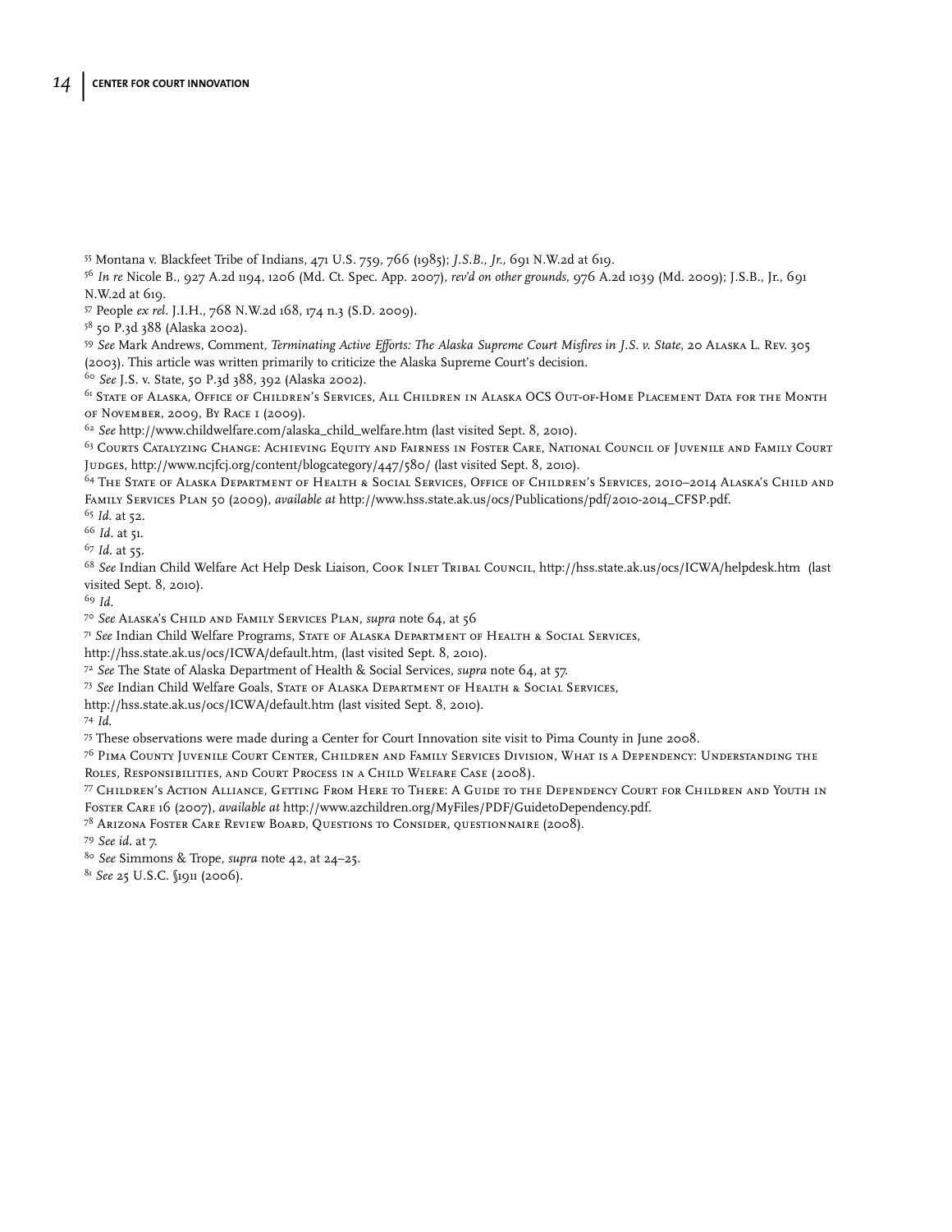[55] Montana v. Blackfeet Tribe of Indians, 471 U.S. 759, 766 (1985); *J.S.B., Jr.*, 691 N.W.2d at 619.

[56] *In re* Nicole B., 927 A.2d 1194, 1206 (Md. Ct. Spec. App. 2007), *rev'd on other grounds*, 976 A.2d 1039 (Md. 2009); J.S.B., Jr., 691 N.W.2d at 619.

[57] People *ex rel.* J.I.H., 768 N.W.2d 168, 174 n.3 (S.D. 2009).

[58] 50 P.3d 388 (Alaska 2002).

[59] *See* Mark Andrews, Comment, *Terminating Active Efforts: The Alaska Supreme Court Misfires in J.S. v. State*, 20 Alaska L. Rev. 305 (2003). This article was written primarily to criticize the Alaska Supreme Court's decision.

[60] *See* J.S. v. State, 50 P.3d 388, 392 (Alaska 2002).

[61] State of Alaska, Office of Children's Services, All Children in Alaska OCS Out-of-Home Placement Data for the Month of November, 2009, By Race 1 (2009).

[62] *See* http://www.childwelfare.com/alaska_child_welfare.htm (last visited Sept. 8, 2010).

[63] Courts Catalyzing Change: Achieving Equity and Fairness in Foster Care, National Council of Juvenile and Family Court Judges, http://www.ncjfcj.org/content/blogcategory/447/580/ (last visited Sept. 8, 2010).

[64] The State of Alaska Department of Health & Social Services, Office of Children's Services, 2010–2014 Alaska's Child and Family Services Plan 50 (2009), *available at* http://www.hss.state.ak.us/ocs/Publications/pdf/2010-2014_CFSP.pdf.

[65] *Id.* at 52.

[66] *Id.* at 51.

[67] *Id.* at 55.

[68] *See* Indian Child Welfare Act Help Desk Liaison, Cook Inlet Tribal Council, http://hss.state.ak.us/ocs/ICWA/helpdesk.htm (last visited Sept. 8, 2010).

[69] *Id.*

[70] *See* Alaska's Child and Family Services Plan, *supra* note 64, at 56

[71] *See* Indian Child Welfare Programs, State of Alaska Department of Health & Social Services, http://hss.state.ak.us/ocs/ICWA/default.htm, (last visited Sept. 8, 2010).

[72] *See* The State of Alaska Department of Health & Social Services, *supra* note 64, at 57.

[73] *See* Indian Child Welfare Goals, State of Alaska Department of Health & Social Services, http://hss.state.ak.us/ocs/ICWA/default.htm (last visited Sept. 8, 2010).

[74] *Id.*

[75] These observations were made during a Center for Court Innovation site visit to Pima County in June 2008.

[76] Pima County Juvenile Court Center, Children and Family Services Division, What is a Dependency: Understanding the Roles, Responsibilities, and Court Process in a Child Welfare Case (2008).

[77] Children's Action Alliance, Getting From Here to There: A Guide to the Dependency Court for Children and Youth in Foster Care 16 (2007), *available at* http://www.azchildren.org/MyFiles/PDF/GuidetoDependency.pdf.

[78] Arizona Foster Care Review Board, Questions to Consider, questionnaire (2008).

[79] *See id.* at 7.

[80] *See* Simmons & Trope, *supra* note 42, at 24–25.

[81] *See* 25 U.S.C. §1911 (2006).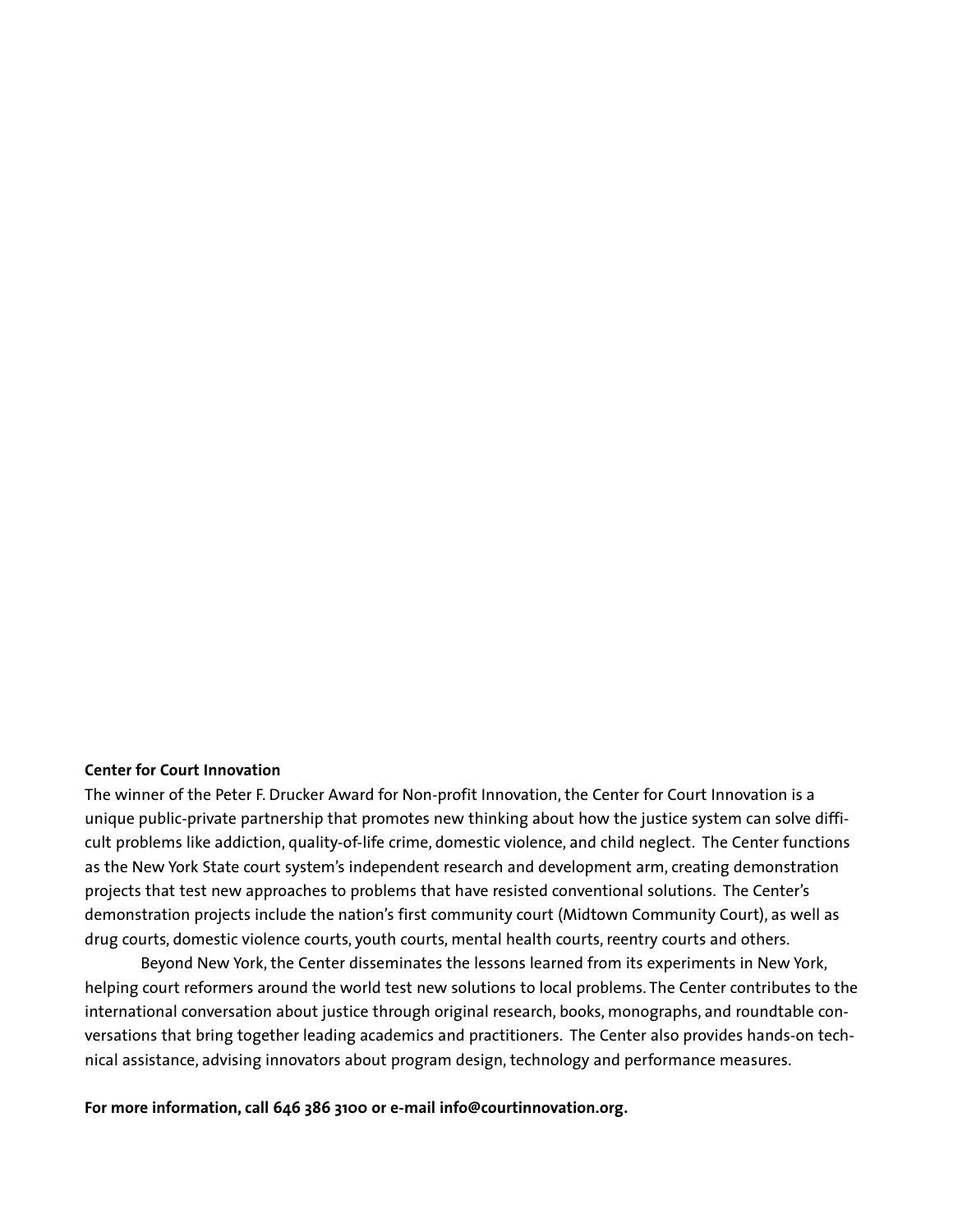**Center for Court Innovation**

The winner of the Peter F. Drucker Award for Non-profit Innovation, the Center for Court Innovation is a unique public-private partnership that promotes new thinking about how the justice system can solve difficult problems like addiction, quality-of-life crime, domestic violence, and child neglect. The Center functions as the New York State court system's independent research and development arm, creating demonstration projects that test new approaches to problems that have resisted conventional solutions. The Center's demonstration projects include the nation's first community court (Midtown Community Court), as well as drug courts, domestic violence courts, youth courts, mental health courts, reentry courts and others.

Beyond New York, the Center disseminates the lessons learned from its experiments in New York, helping court reformers around the world test new solutions to local problems. The Center contributes to the international conversation about justice through original research, books, monographs, and roundtable conversations that bring together leading academics and practitioners. The Center also provides hands-on technical assistance, advising innovators about program design, technology and performance measures.

**For more information, call 646 386 3100 or e-mail info@courtinnovation.org.**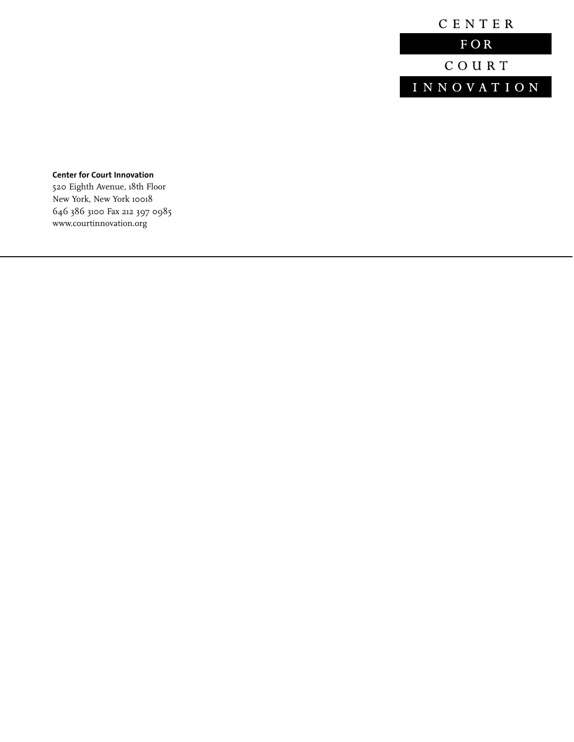CENTER

FOR

COURT

INNOVATION

**Center for Court Innovation**
520 Eighth Avenue, 18th Floor
New York, New York 10018
646 386 3100 Fax 212 397 0985
www.courtinnovation.org